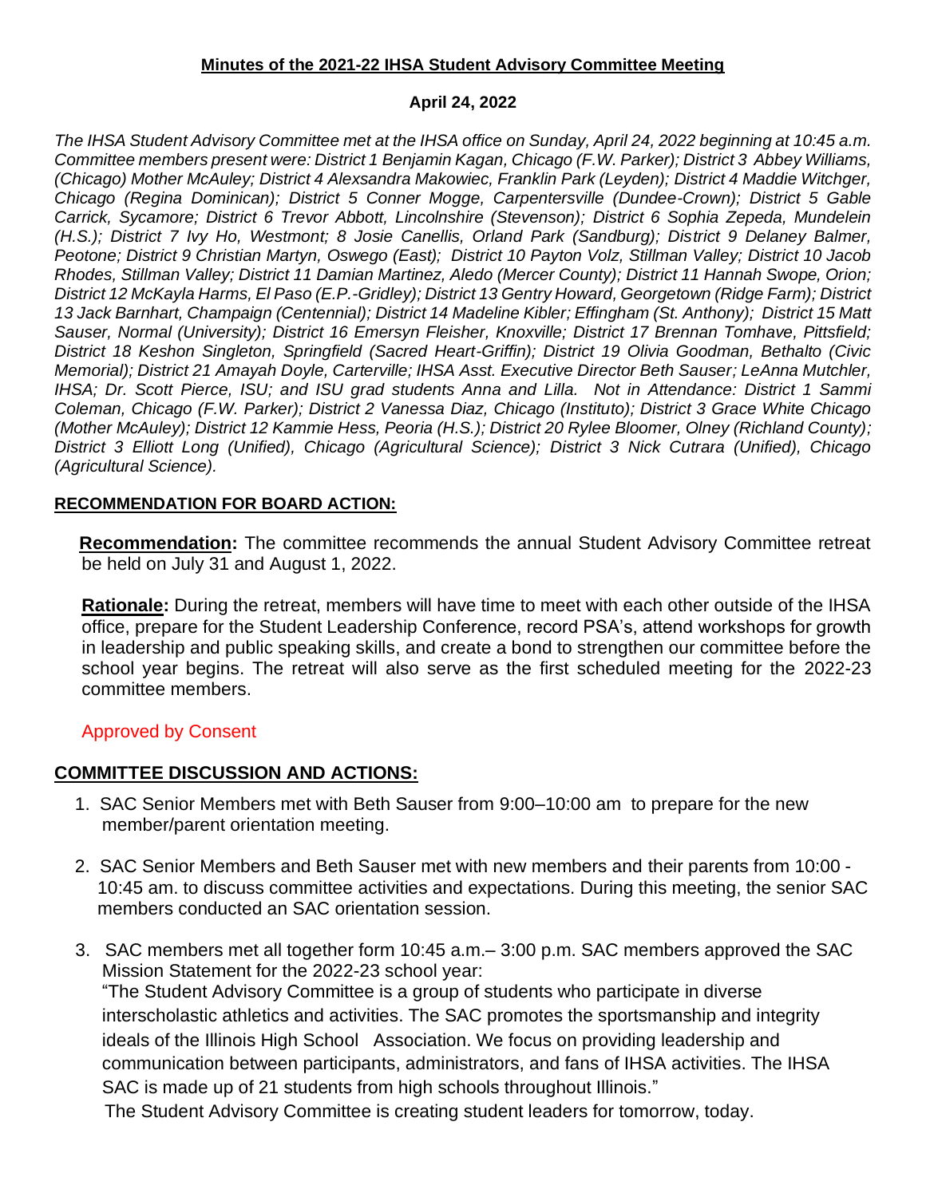**Minutes of the 2021-22 IHSA Student Advisory Committee Meeting**

**April 24, 2022**

*The IHSA Student Advisory Committee met at the IHSA office on Sunday, April 24, 2022 beginning at 10:45 a.m. Committee members present were: District 1 Benjamin Kagan, Chicago (F.W. Parker); District 3 Abbey Williams, (Chicago) Mother McAuley; District 4 Alexsandra Makowiec, Franklin Park (Leyden); District 4 Maddie Witchger, Chicago (Regina Dominican); District 5 Conner Mogge, Carpentersville (Dundee-Crown); District 5 Gable Carrick, Sycamore; District 6 Trevor Abbott, Lincolnshire (Stevenson); District 6 Sophia Zepeda, Mundelein (H.S.); District 7 Ivy Ho, Westmont; 8 Josie Canellis, Orland Park (Sandburg); District 9 Delaney Balmer, Peotone; District 9 Christian Martyn, Oswego (East); District 10 Payton Volz, Stillman Valley; District 10 Jacob Rhodes, Stillman Valley; District 11 Damian Martinez, Aledo (Mercer County); District 11 Hannah Swope, Orion; District 12 McKayla Harms, El Paso (E.P.-Gridley); District 13 Gentry Howard, Georgetown (Ridge Farm); District 13 Jack Barnhart, Champaign (Centennial); District 14 Madeline Kibler; Effingham (St. Anthony); District 15 Matt Sauser, Normal (University); District 16 Emersyn Fleisher, Knoxville; District 17 Brennan Tomhave, Pittsfield; District 18 Keshon Singleton, Springfield (Sacred Heart-Griffin); District 19 Olivia Goodman, Bethalto (Civic Memorial); District 21 Amayah Doyle, Carterville; IHSA Asst. Executive Director Beth Sauser; LeAnna Mutchler, IHSA; Dr. Scott Pierce, ISU; and ISU grad students Anna and Lilla. Not in Attendance: District 1 Sammi Coleman, Chicago (F.W. Parker); District 2 Vanessa Diaz, Chicago (Instituto); District 3 Grace White Chicago (Mother McAuley); District 12 Kammie Hess, Peoria (H.S.); District 20 Rylee Bloomer, Olney (Richland County); District 3 Elliott Long (Unified), Chicago (Agricultural Science); District 3 Nick Cutrara (Unified), Chicago (Agricultural Science).*

**RECOMMENDATION FOR BOARD ACTION:**

**Recommendation:** The committee recommends the annual Student Advisory Committee retreat be held on July 31 and August 1, 2022.

**Rationale:** During the retreat, members will have time to meet with each other outside of the IHSA office, prepare for the Student Leadership Conference, record PSA's, attend workshops for growth in leadership and public speaking skills, and create a bond to strengthen our committee before the school year begins. The retreat will also serve as the first scheduled meeting for the 2022-23 committee members.

Approved by Consent

**COMMITTEE DISCUSSION AND ACTIONS:**

1. SAC Senior Members met with Beth Sauser from 9:00–10:00 am to prepare for the new member/parent orientation meeting.

2. SAC Senior Members and Beth Sauser met with new members and their parents from 10:00 - 10:45 am. to discuss committee activities and expectations. During this meeting, the senior SAC members conducted an SAC orientation session.

3. SAC members met all together form 10:45 a.m.– 3:00 p.m. SAC members approved the SAC Mission Statement for the 2022-23 school year:
   "The Student Advisory Committee is a group of students who participate in diverse interscholastic athletics and activities. The SAC promotes the sportsmanship and integrity ideals of the Illinois High School Association. We focus on providing leadership and communication between participants, administrators, and fans of IHSA activities. The IHSA SAC is made up of 21 students from high schools throughout Illinois."
   The Student Advisory Committee is creating student leaders for tomorrow, today.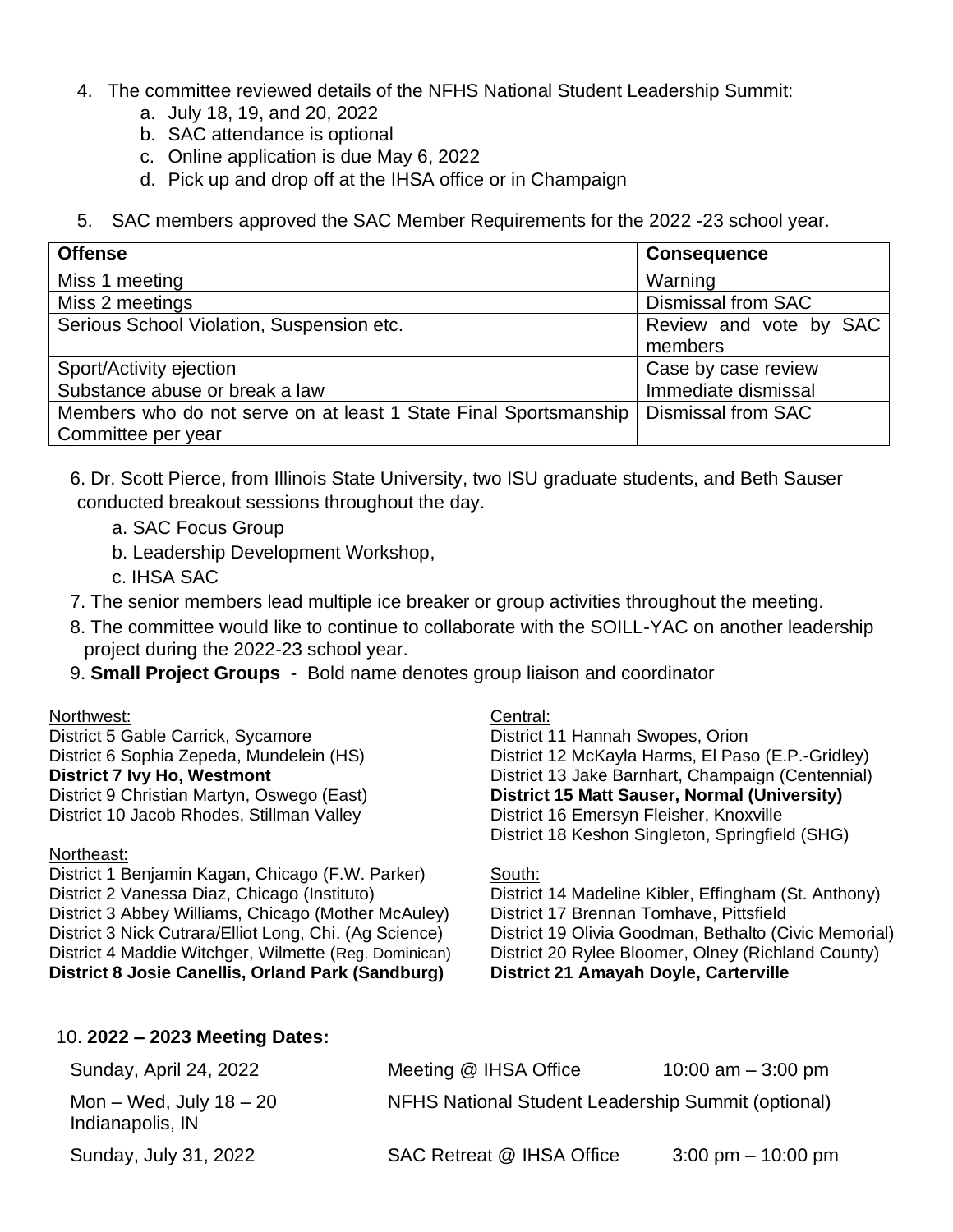4. The committee reviewed details of the NFHS National Student Leadership Summit:
    a. July 18, 19, and 20, 2022
    b. SAC attendance is optional
    c. Online application is due May 6, 2022
    d. Pick up and drop off at the IHSA office or in Champaign

5. SAC members approved the SAC Member Requirements for the 2022 -23 school year.

| Offense | Consequence |
|---|---|
| Miss 1 meeting | Warning |
| Miss 2 meetings | Dismissal from SAC |
| Serious School Violation, Suspension etc. | Review and vote by SAC members |
| Sport/Activity ejection | Case by case review |
| Substance abuse or break a law | Immediate dismissal |
| Members who do not serve on at least 1 State Final Sportsmanship Committee per year | Dismissal from SAC |

6. Dr. Scott Pierce, from Illinois State University, two ISU graduate students, and Beth Sauser conducted breakout sessions throughout the day.
    a. SAC Focus Group
    b. Leadership Development Workshop,
    c. IHSA SAC
7. The senior members lead multiple ice breaker or group activities throughout the meeting.
8. The committee would like to continue to collaborate with the SOILL-YAC on another leadership project during the 2022-23 school year.
9. **Small Project Groups** - Bold name denotes group liaison and coordinator

Northwest:
District 5 Gable Carrick, Sycamore
District 6 Sophia Zepeda, Mundelein (HS)
**District 7 Ivy Ho, Westmont**
District 9 Christian Martyn, Oswego (East)
District 10 Jacob Rhodes, Stillman Valley

Northeast:
District 1 Benjamin Kagan, Chicago (F.W. Parker)
District 2 Vanessa Diaz, Chicago (Instituto)
District 3 Abbey Williams, Chicago (Mother McAuley)
District 3 Nick Cutrara/Elliot Long, Chi. (Ag Science)
District 4 Maddie Witchger, Wilmette (Reg. Dominican)
**District 8 Josie Canellis, Orland Park (Sandburg)**

Central:
District 11 Hannah Swopes, Orion
District 12 McKayla Harms, El Paso (E.P.-Gridley)
District 13 Jake Barnhart, Champaign (Centennial)
**District 15 Matt Sauser, Normal (University)**
District 16 Emersyn Fleisher, Knoxville
District 18 Keshon Singleton, Springfield (SHG)

South:
District 14 Madeline Kibler, Effingham (St. Anthony)
District 17 Brennan Tomhave, Pittsfield
District 19 Olivia Goodman, Bethalto (Civic Memorial)
District 20 Rylee Bloomer, Olney (Richland County)
**District 21 Amayah Doyle, Carterville**

10. **2022 – 2023 Meeting Dates:**

| | | |
|---|---|---|
| Sunday, April 24, 2022 | Meeting @ IHSA Office | 10:00 am – 3:00 pm |
| Mon – Wed, July 18 – 20 Indianapolis, IN | NFHS National Student Leadership Summit (optional) | |
| Sunday, July 31, 2022 | SAC Retreat @ IHSA Office | 3:00 pm – 10:00 pm |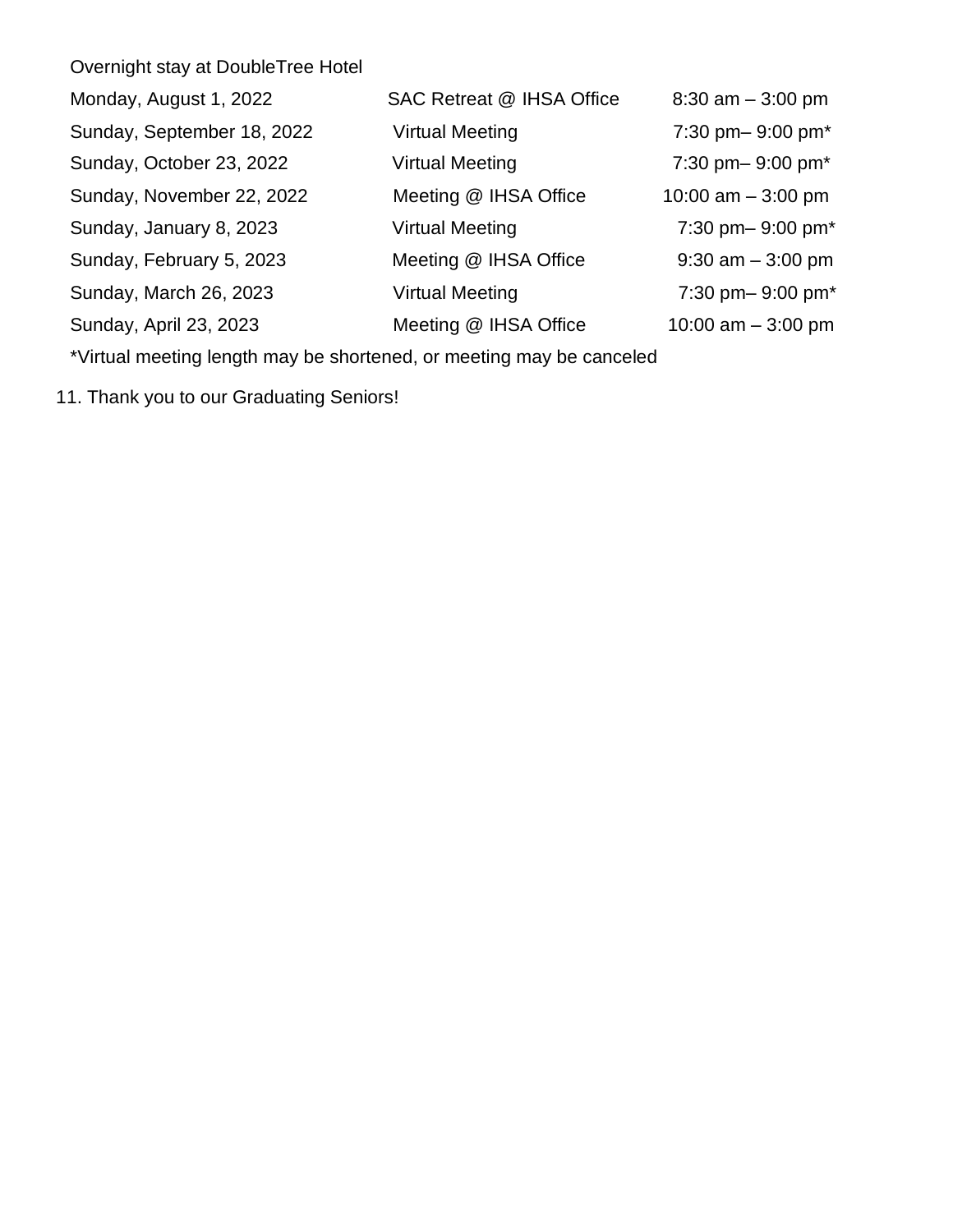Overnight stay at DoubleTree Hotel

| | | |
|---|---|---|
| Monday, August 1, 2022 | SAC Retreat @ IHSA Office | 8:30 am – 3:00 pm |
| Sunday, September 18, 2022 | Virtual Meeting | 7:30 pm– 9:00 pm* |
| Sunday, October 23, 2022 | Virtual Meeting | 7:30 pm– 9:00 pm* |
| Sunday, November 22, 2022 | Meeting @ IHSA Office | 10:00 am – 3:00 pm |
| Sunday, January 8, 2023 | Virtual Meeting | 7:30 pm– 9:00 pm* |
| Sunday, February 5, 2023 | Meeting @ IHSA Office | 9:30 am – 3:00 pm |
| Sunday, March 26, 2023 | Virtual Meeting | 7:30 pm– 9:00 pm* |
| Sunday, April 23, 2023 | Meeting @ IHSA Office | 10:00 am – 3:00 pm |

*Virtual meeting length may be shortened, or meeting may be canceled

11. Thank you to our Graduating Seniors!